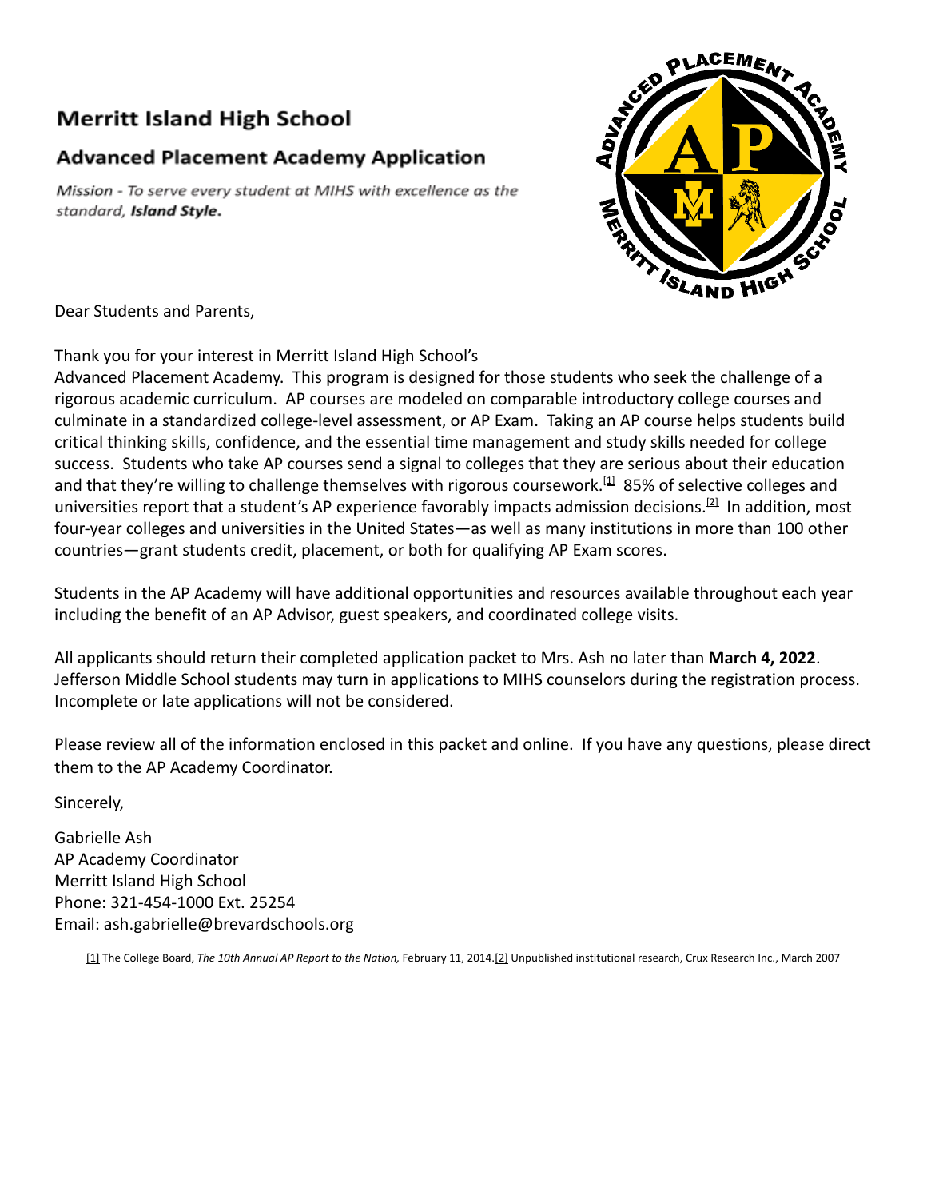# Merritt Island High School

## Advanced Placement Academy Application

*Mission - To serve every student at MIHS with excellence as the standard, **Island Style**.*

Dear Students and Parents,

Thank you for your interest in Merritt Island High School's Advanced Placement Academy. This program is designed for those students who seek the challenge of a rigorous academic curriculum. AP courses are modeled on comparable introductory college courses and culminate in a standardized college-level assessment, or AP Exam. Taking an AP course helps students build critical thinking skills, confidence, and the essential time management and study skills needed for college success. Students who take AP courses send a signal to colleges that they are serious about their education and that they're willing to challenge themselves with rigorous coursework.[1] 85% of selective colleges and universities report that a student's AP experience favorably impacts admission decisions.[2] In addition, most four-year colleges and universities in the United States—as well as many institutions in more than 100 other countries—grant students credit, placement, or both for qualifying AP Exam scores.

Students in the AP Academy will have additional opportunities and resources available throughout each year including the benefit of an AP Advisor, guest speakers, and coordinated college visits.

All applicants should return their completed application packet to Mrs. Ash no later than **March 4, 2022**. Jefferson Middle School students may turn in applications to MIHS counselors during the registration process. Incomplete or late applications will not be considered.

Please review all of the information enclosed in this packet and online. If you have any questions, please direct them to the AP Academy Coordinator.

Sincerely,

Gabrielle Ash
AP Academy Coordinator
Merritt Island High School
Phone: 321-454-1000 Ext. 25254
Email: ash.gabrielle@brevardschools.org

[1] The College Board, *The 10th Annual AP Report to the Nation,* February 11, 2014.[2] Unpublished institutional research, Crux Research Inc., March 2007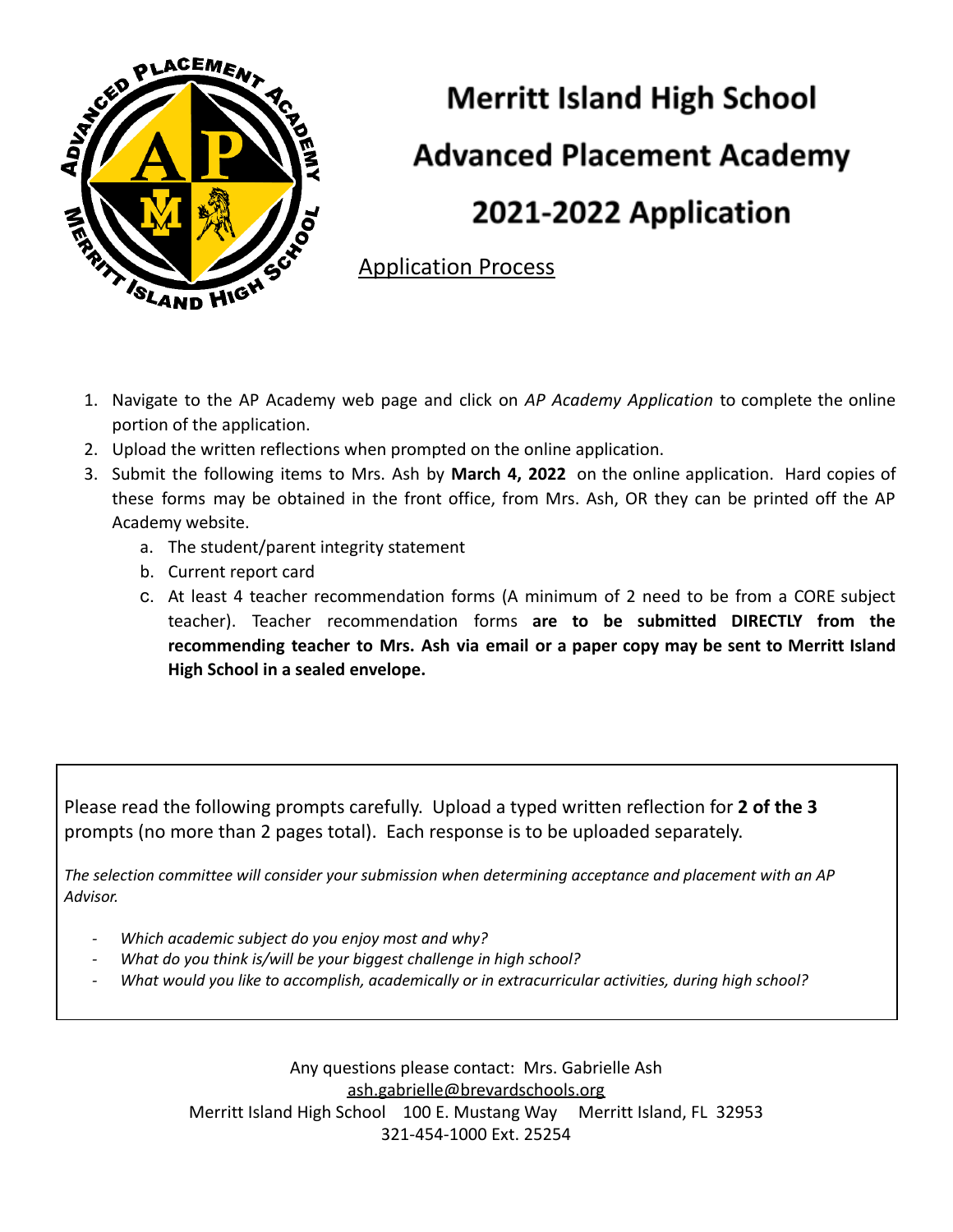# Merritt Island High School

# Advanced Placement Academy

# 2021-2022 Application

## Application Process

1. Navigate to the AP Academy web page and click on *AP Academy Application* to complete the online portion of the application.
2. Upload the written reflections when prompted on the online application.
3. Submit the following items to Mrs. Ash by **March 4, 2022** on the online application. Hard copies of these forms may be obtained in the front office, from Mrs. Ash, OR they can be printed off the AP Academy website.
   a. The student/parent integrity statement
   b. Current report card
   c. At least 4 teacher recommendation forms (A minimum of 2 need to be from a CORE subject teacher). Teacher recommendation forms **are to be submitted DIRECTLY from the recommending teacher to Mrs. Ash via email or a paper copy may be sent to Merritt Island High School in a sealed envelope.**

Please read the following prompts carefully. Upload a typed written reflection for **2 of the 3** prompts (no more than 2 pages total). Each response is to be uploaded separately.

*The selection committee will consider your submission when determining acceptance and placement with an AP Advisor.*

- *Which academic subject do you enjoy most and why?*
- *What do you think is/will be your biggest challenge in high school?*
- *What would you like to accomplish, academically or in extracurricular activities, during high school?*

Any questions please contact: Mrs. Gabrielle Ash
ash.gabrielle@brevardschools.org
Merritt Island High School 100 E. Mustang Way Merritt Island, FL 32953
321-454-1000 Ext. 25254